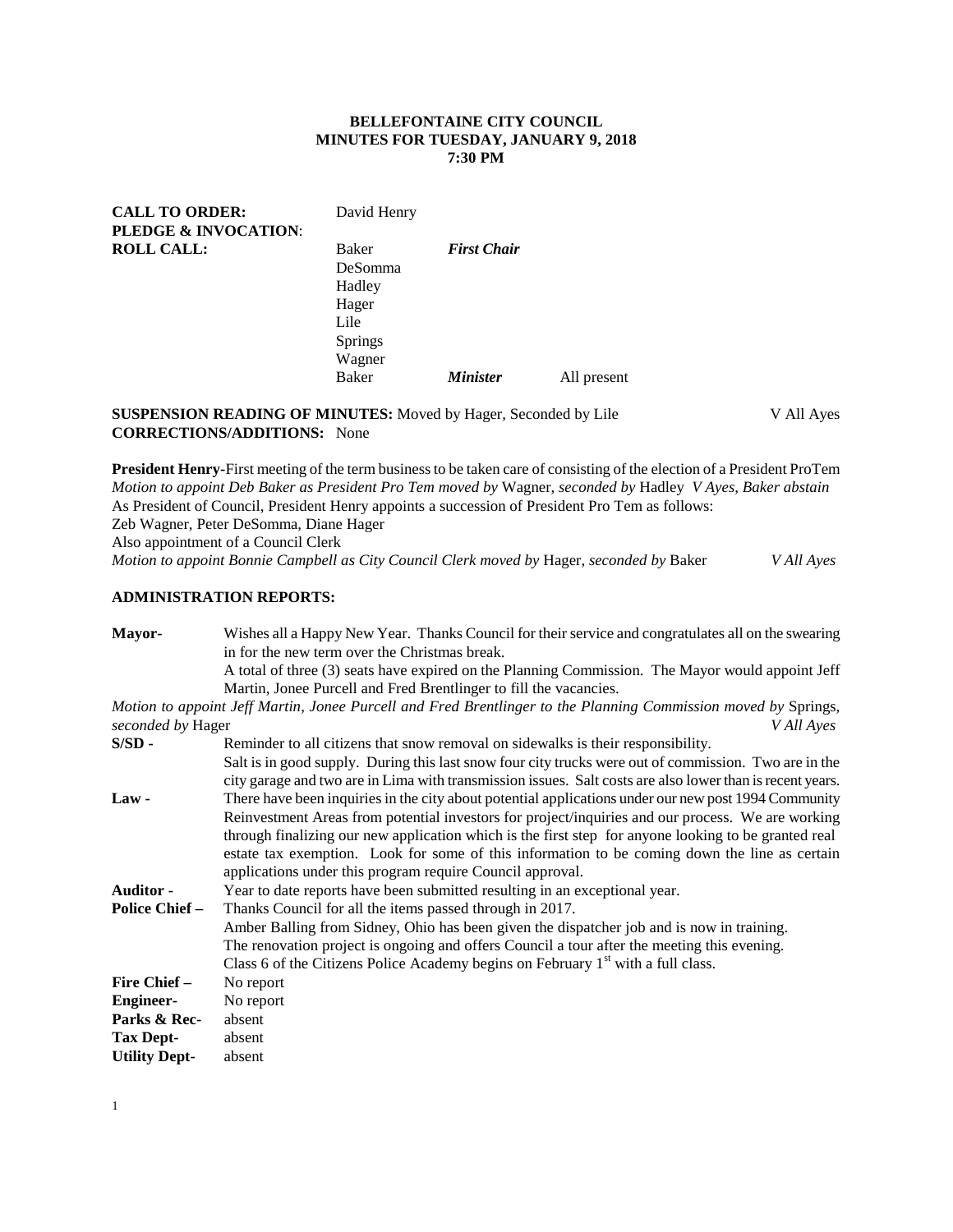**BELLEFONTAINE CITY COUNCIL**
**MINUTES FOR TUESDAY, JANUARY 9, 2018**
**7:30 PM**

**CALL TO ORDER:** David Henry
**PLEDGE & INVOCATION**:
**ROLL CALL:**

| | | |
|---|---|---|
| Baker | ***First Chair*** | |
| DeSomma | | |
| Hadley | | |
| Hager | | |
| Lile | | |
| Springs | | |
| Wagner | | |
| Baker | ***Minister*** | All present |

**SUSPENSION READING OF MINUTES:** Moved by Hager, Seconded by Lile V All Ayes
**CORRECTIONS/ADDITIONS:** None

**President Henry-**First meeting of the term business to be taken care of consisting of the election of a President ProTem
*Motion to appoint Deb Baker as President Pro Tem moved by* Wagner, *seconded by* Hadley *V Ayes, Baker abstain*
As President of Council, President Henry appoints a succession of President Pro Tem as follows:
Zeb Wagner, Peter DeSomma, Diane Hager
Also appointment of a Council Clerk
*Motion to appoint Bonnie Campbell as City Council Clerk moved by* Hager, *seconded by* Baker *V All Ayes*

**ADMINISTRATION REPORTS:**

**Mayor-** Wishes all a Happy New Year. Thanks Council for their service and congratulates all on the swearing in for the new term over the Christmas break.
A total of three (3) seats have expired on the Planning Commission. The Mayor would appoint Jeff Martin, Jonee Purcell and Fred Brentlinger to fill the vacancies.

*Motion to appoint Jeff Martin, Jonee Purcell and Fred Brentlinger to the Planning Commission moved by* Springs, *seconded by* Hager *V All Ayes*

**S/SD -** Reminder to all citizens that snow removal on sidewalks is their responsibility.
Salt is in good supply. During this last snow four city trucks were out of commission. Two are in the city garage and two are in Lima with transmission issues. Salt costs are also lower than is recent years.

**Law -** There have been inquiries in the city about potential applications under our new post 1994 Community Reinvestment Areas from potential investors for project/inquiries and our process. We are working through finalizing our new application which is the first step for anyone looking to be granted real estate tax exemption. Look for some of this information to be coming down the line as certain applications under this program require Council approval.

**Auditor -** Year to date reports have been submitted resulting in an exceptional year.

**Police Chief –** Thanks Council for all the items passed through in 2017.
Amber Balling from Sidney, Ohio has been given the dispatcher job and is now in training.
The renovation project is ongoing and offers Council a tour after the meeting this evening.
Class 6 of the Citizens Police Academy begins on February 1st with a full class.

**Fire Chief –** No report
**Engineer-** No report
**Parks & Rec-** absent
**Tax Dept-** absent
**Utility Dept-** absent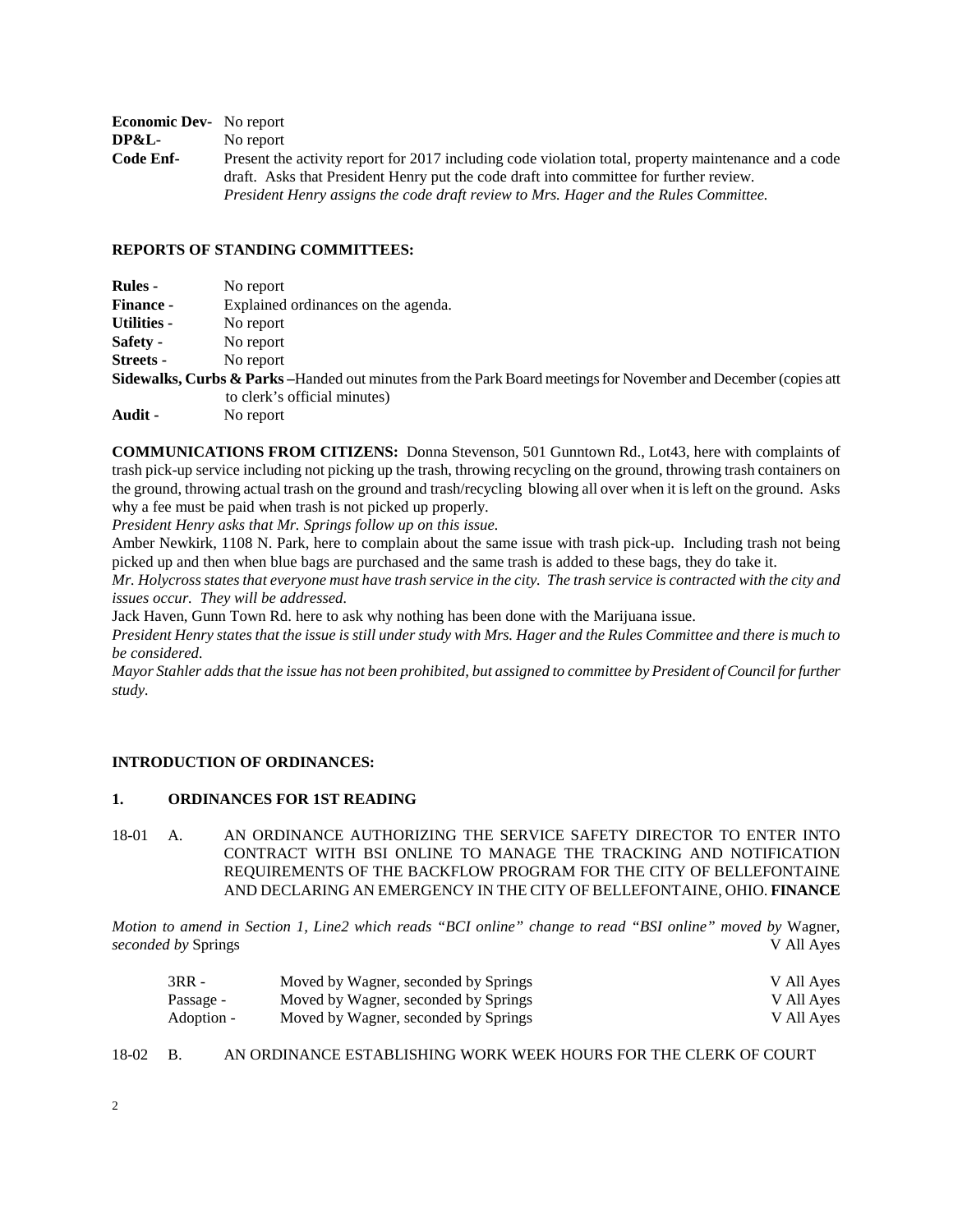**Economic Dev-** No report
**DP&L-** No report
**Code Enf-** Present the activity report for 2017 including code violation total, property maintenance and a code draft. Asks that President Henry put the code draft into committee for further review.
*President Henry assigns the code draft review to Mrs. Hager and the Rules Committee.*

**REPORTS OF STANDING COMMITTEES:**

**Rules -** No report
**Finance -** Explained ordinances on the agenda.
**Utilities -** No report
**Safety -** No report
**Streets -** No report
**Sidewalks, Curbs & Parks –**Handed out minutes from the Park Board meetings for November and December (copies att to clerk's official minutes)
**Audit -** No report

**COMMUNICATIONS FROM CITIZENS:** Donna Stevenson, 501 Gunntown Rd., Lot43, here with complaints of trash pick-up service including not picking up the trash, throwing recycling on the ground, throwing trash containers on the ground, throwing actual trash on the ground and trash/recycling blowing all over when it is left on the ground. Asks why a fee must be paid when trash is not picked up properly.
*President Henry asks that Mr. Springs follow up on this issue.*
Amber Newkirk, 1108 N. Park, here to complain about the same issue with trash pick-up. Including trash not being picked up and then when blue bags are purchased and the same trash is added to these bags, they do take it.
*Mr. Holycross states that everyone must have trash service in the city. The trash service is contracted with the city and issues occur. They will be addressed.*
Jack Haven, Gunn Town Rd. here to ask why nothing has been done with the Marijuana issue.
*President Henry states that the issue is still under study with Mrs. Hager and the Rules Committee and there is much to be considered.*
*Mayor Stahler adds that the issue has not been prohibited, but assigned to committee by President of Council for further study.*

**INTRODUCTION OF ORDINANCES:**

**1. ORDINANCES FOR 1ST READING**

18-01 A. AN ORDINANCE AUTHORIZING THE SERVICE SAFETY DIRECTOR TO ENTER INTO CONTRACT WITH BSI ONLINE TO MANAGE THE TRACKING AND NOTIFICATION REQUIREMENTS OF THE BACKFLOW PROGRAM FOR THE CITY OF BELLEFONTAINE AND DECLARING AN EMERGENCY IN THE CITY OF BELLEFONTAINE, OHIO. **FINANCE**

*Motion to amend in Section 1, Line2 which reads "BCI online" change to read "BSI online" moved by* Wagner, *seconded by* Springs V All Ayes

| | | |
|---|---|---|
| 3RR - | Moved by Wagner, seconded by Springs | V All Ayes |
| Passage - | Moved by Wagner, seconded by Springs | V All Ayes |
| Adoption - | Moved by Wagner, seconded by Springs | V All Ayes |

18-02 B. AN ORDINANCE ESTABLISHING WORK WEEK HOURS FOR THE CLERK OF COURT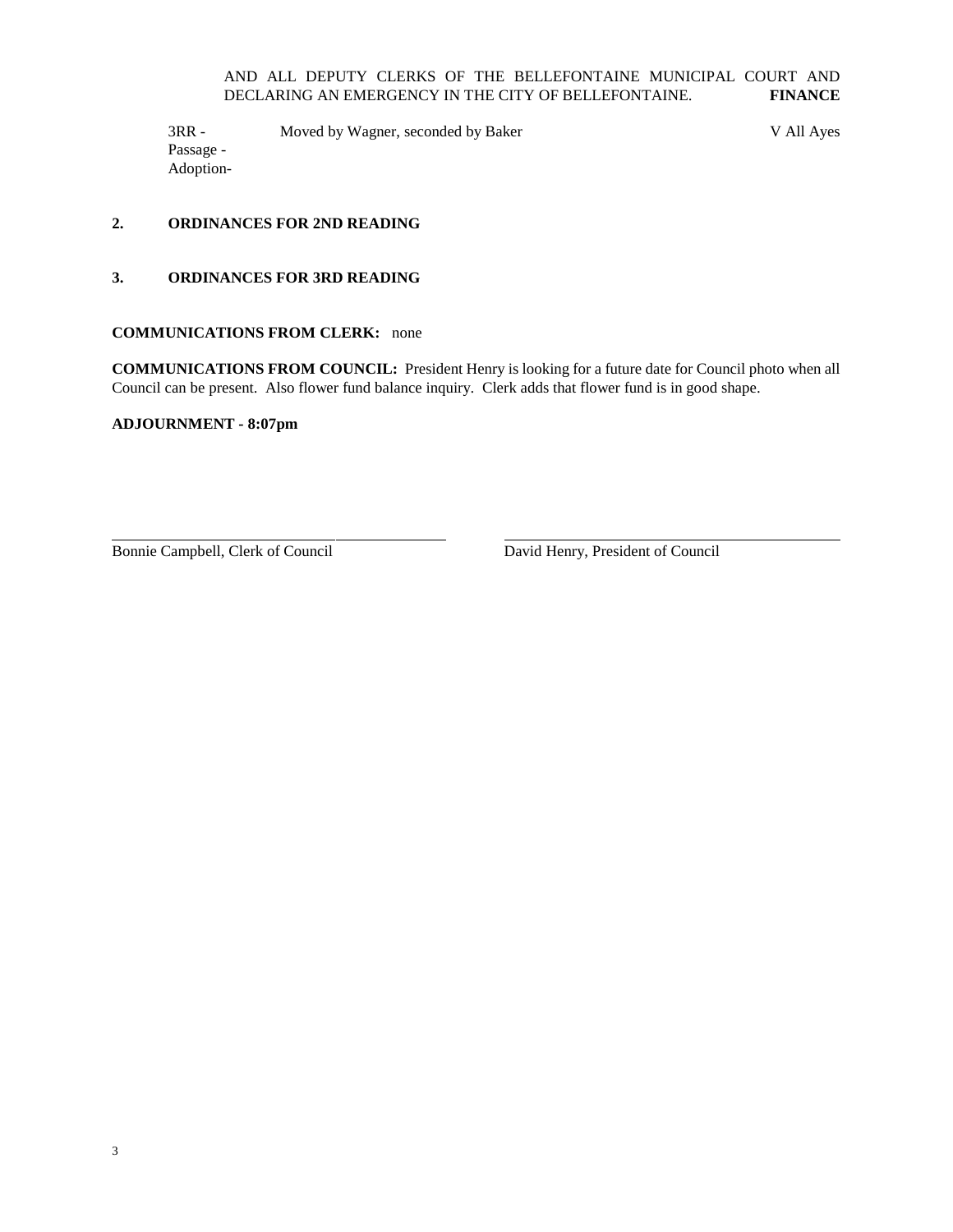AND ALL DEPUTY CLERKS OF THE BELLEFONTAINE MUNICIPAL COURT AND DECLARING AN EMERGENCY IN THE CITY OF BELLEFONTAINE. **FINANCE**

3RR - Passage - Adoption- Moved by Wagner, seconded by Baker V All Ayes

**2. ORDINANCES FOR 2ND READING**

**3. ORDINANCES FOR 3RD READING**

**COMMUNICATIONS FROM CLERK:** none

**COMMUNICATIONS FROM COUNCIL:** President Henry is looking for a future date for Council photo when all Council can be present. Also flower fund balance inquiry. Clerk adds that flower fund is in good shape.

**ADJOURNMENT - 8:07pm**

\_\_\_\_\_\_\_\_\_\_\_\_\_\_\_\_\_\_\_\_\_\_\_\_\_\_\_\_\_\_\_\_\_\_\_\_
Bonnie Campbell, Clerk of Council

\_\_\_\_\_\_\_\_\_\_\_\_\_\_\_\_\_\_\_\_\_\_\_\_\_\_\_\_\_\_\_\_\_\_\_\_
David Henry, President of Council